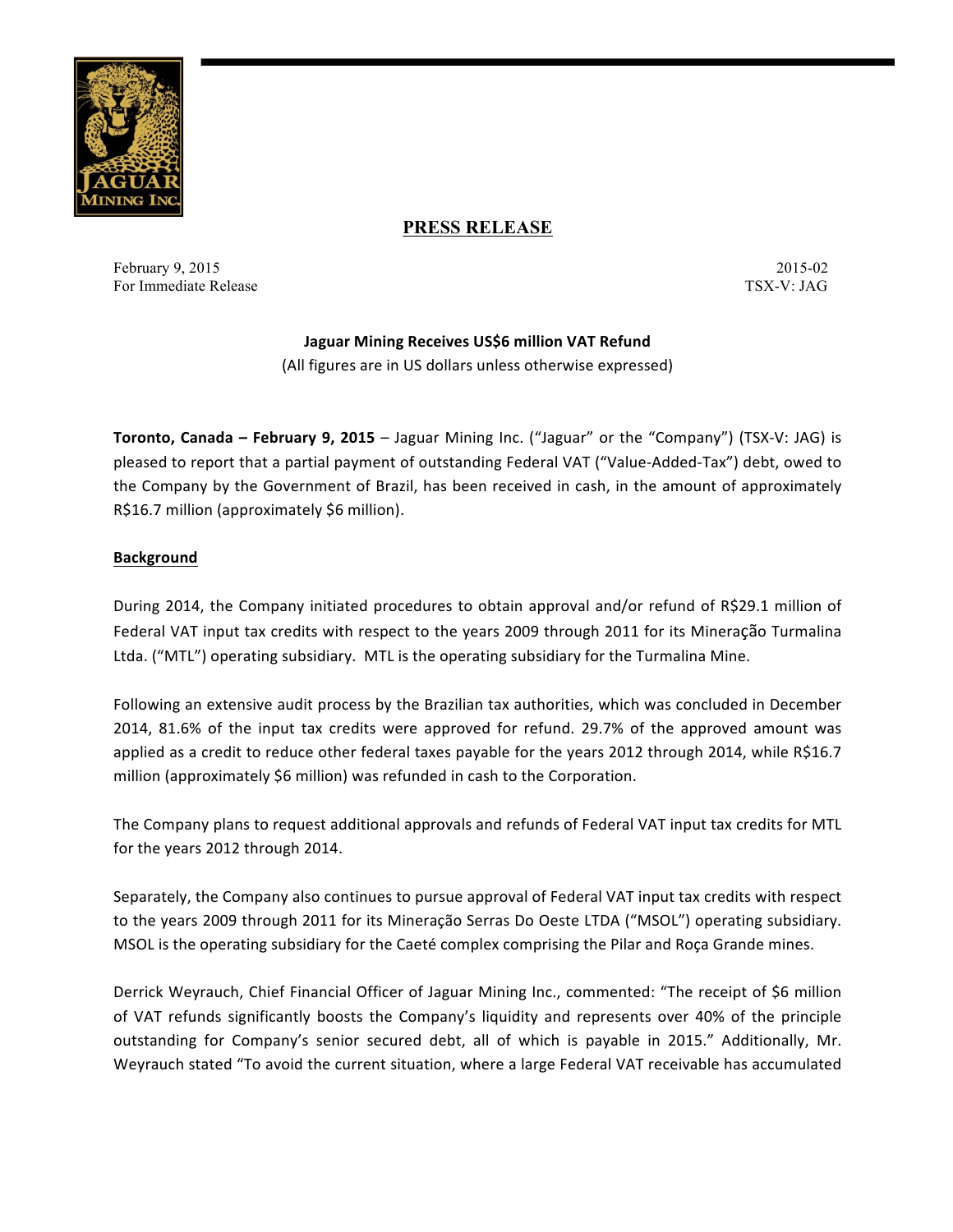## PRESS RELEASE

February 9, 2015  
For Immediate Release

2015-02  
TSX-V: JAG

**Jaguar Mining Receives US$6 million VAT Refund**

(All figures are in US dollars unless otherwise expressed)

**Toronto, Canada – February 9, 2015** – Jaguar Mining Inc. ("Jaguar" or the "Company") (TSX-V: JAG) is pleased to report that a partial payment of outstanding Federal VAT ("Value-Added-Tax") debt, owed to the Company by the Government of Brazil, has been received in cash, in the amount of approximately R$16.7 million (approximately $6 million).

**Background**

During 2014, the Company initiated procedures to obtain approval and/or refund of R$29.1 million of Federal VAT input tax credits with respect to the years 2009 through 2011 for its Mineração Turmalina Ltda. ("MTL") operating subsidiary. MTL is the operating subsidiary for the Turmalina Mine.

Following an extensive audit process by the Brazilian tax authorities, which was concluded in December 2014, 81.6% of the input tax credits were approved for refund. 29.7% of the approved amount was applied as a credit to reduce other federal taxes payable for the years 2012 through 2014, while R$16.7 million (approximately $6 million) was refunded in cash to the Corporation.

The Company plans to request additional approvals and refunds of Federal VAT input tax credits for MTL for the years 2012 through 2014.

Separately, the Company also continues to pursue approval of Federal VAT input tax credits with respect to the years 2009 through 2011 for its Mineração Serras Do Oeste LTDA ("MSOL") operating subsidiary. MSOL is the operating subsidiary for the Caeté complex comprising the Pilar and Roça Grande mines.

Derrick Weyrauch, Chief Financial Officer of Jaguar Mining Inc., commented: "The receipt of $6 million of VAT refunds significantly boosts the Company's liquidity and represents over 40% of the principle outstanding for Company's senior secured debt, all of which is payable in 2015." Additionally, Mr. Weyrauch stated "To avoid the current situation, where a large Federal VAT receivable has accumulated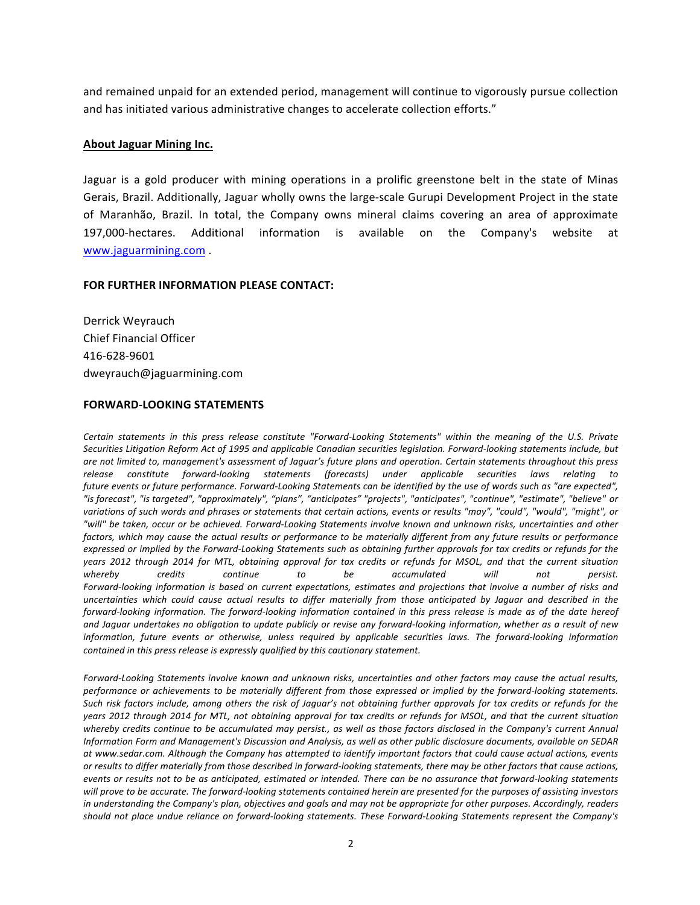and remained unpaid for an extended period, management will continue to vigorously pursue collection and has initiated various administrative changes to accelerate collection efforts."

**About Jaguar Mining Inc.**

Jaguar is a gold producer with mining operations in a prolific greenstone belt in the state of Minas Gerais, Brazil. Additionally, Jaguar wholly owns the large-scale Gurupi Development Project in the state of Maranhão, Brazil. In total, the Company owns mineral claims covering an area of approximate 197,000-hectares. Additional information is available on the Company's website at [www.jaguarmining.com](http://www.jaguarmining.com) .

**FOR FURTHER INFORMATION PLEASE CONTACT:**

Derrick Weyrauch
Chief Financial Officer
416-628-9601
dweyrauch@jaguarmining.com

**FORWARD-LOOKING STATEMENTS**

*Certain statements in this press release constitute "Forward-Looking Statements" within the meaning of the U.S. Private Securities Litigation Reform Act of 1995 and applicable Canadian securities legislation. Forward-looking statements include, but are not limited to, management's assessment of Jaguar's future plans and operation. Certain statements throughout this press release constitute forward-looking statements (forecasts) under applicable securities laws relating to future events or future performance. Forward-Looking Statements can be identified by the use of words such as "are expected", "is forecast", "is targeted", "approximately", "plans", "anticipates" "projects", "anticipates", "continue", "estimate", "believe" or variations of such words and phrases or statements that certain actions, events or results "may", "could", "would", "might", or "will" be taken, occur or be achieved. Forward-Looking Statements involve known and unknown risks, uncertainties and other factors, which may cause the actual results or performance to be materially different from any future results or performance expressed or implied by the Forward-Looking Statements such as obtaining further approvals for tax credits or refunds for the years 2012 through 2014 for MTL, obtaining approval for tax credits or refunds for MSOL, and that the current situation whereby credits continue to be accumulated will not persist. Forward-looking information is based on current expectations, estimates and projections that involve a number of risks and uncertainties which could cause actual results to differ materially from those anticipated by Jaguar and described in the forward-looking information. The forward-looking information contained in this press release is made as of the date hereof and Jaguar undertakes no obligation to update publicly or revise any forward-looking information, whether as a result of new information, future events or otherwise, unless required by applicable securities laws. The forward-looking information contained in this press release is expressly qualified by this cautionary statement.*

*Forward-Looking Statements involve known and unknown risks, uncertainties and other factors may cause the actual results, performance or achievements to be materially different from those expressed or implied by the forward-looking statements. Such risk factors include, among others the risk of Jaguar's not obtaining further approvals for tax credits or refunds for the years 2012 through 2014 for MTL, not obtaining approval for tax credits or refunds for MSOL, and that the current situation whereby credits continue to be accumulated may persist., as well as those factors disclosed in the Company's current Annual Information Form and Management's Discussion and Analysis, as well as other public disclosure documents, available on SEDAR at www.sedar.com. Although the Company has attempted to identify important factors that could cause actual actions, events or results to differ materially from those described in forward-looking statements, there may be other factors that cause actions, events or results not to be as anticipated, estimated or intended. There can be no assurance that forward-looking statements will prove to be accurate. The forward-looking statements contained herein are presented for the purposes of assisting investors in understanding the Company's plan, objectives and goals and may not be appropriate for other purposes. Accordingly, readers should not place undue reliance on forward-looking statements. These Forward-Looking Statements represent the Company's*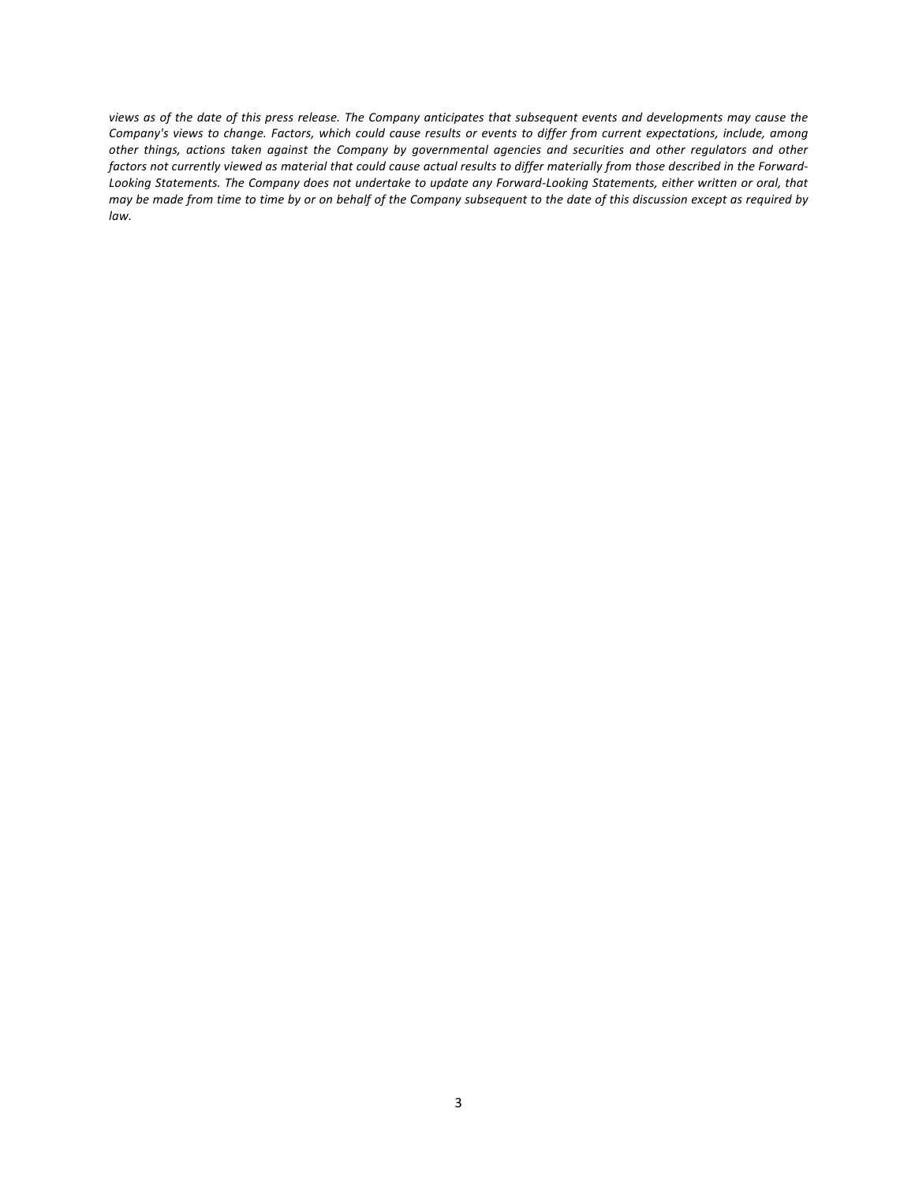*views as of the date of this press release. The Company anticipates that subsequent events and developments may cause the Company's views to change. Factors, which could cause results or events to differ from current expectations, include, among other things, actions taken against the Company by governmental agencies and securities and other regulators and other factors not currently viewed as material that could cause actual results to differ materially from those described in the Forward-Looking Statements. The Company does not undertake to update any Forward-Looking Statements, either written or oral, that may be made from time to time by or on behalf of the Company subsequent to the date of this discussion except as required by law.*